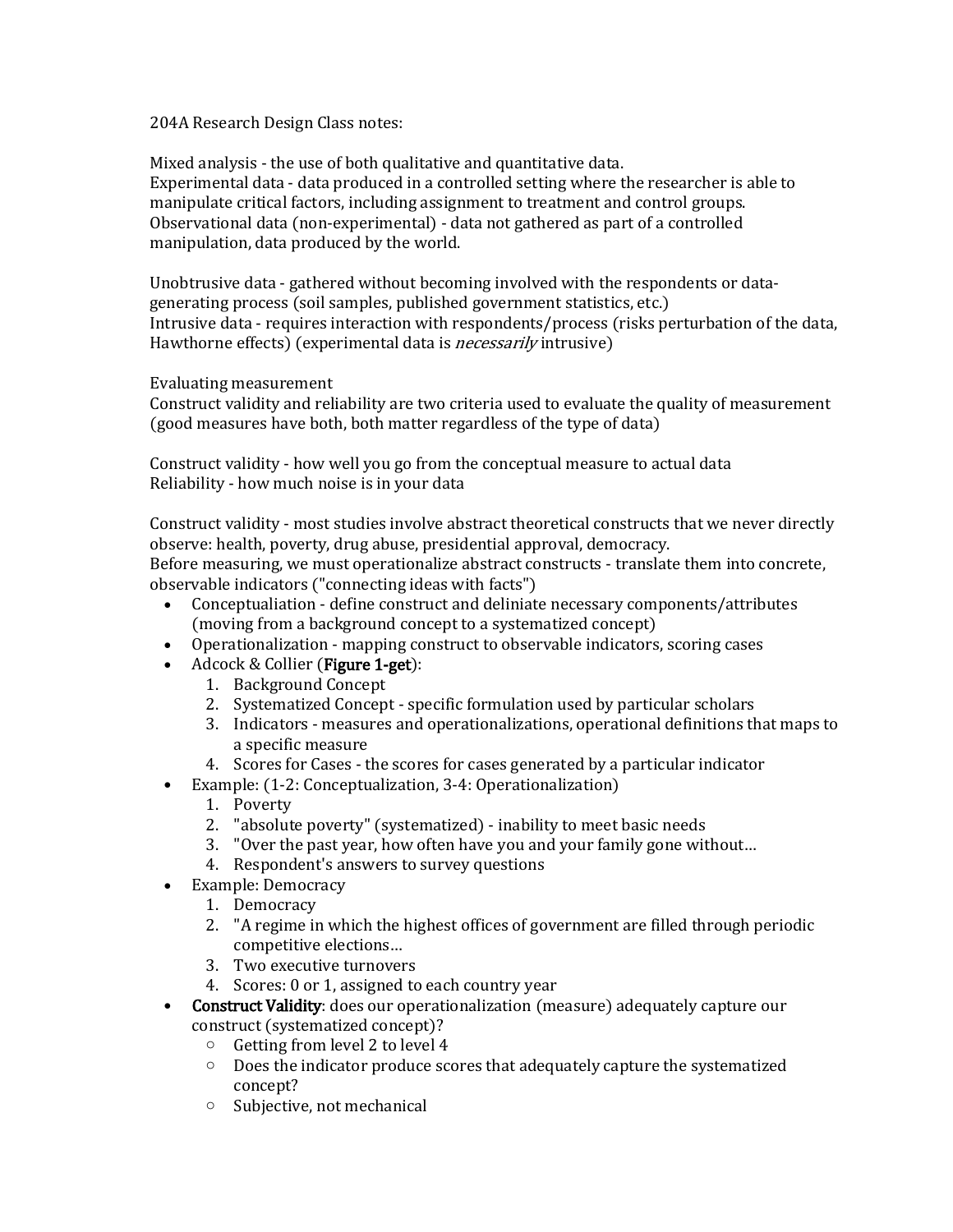204A Research Design Class notes:

Mixed analysis - the use of both qualitative and quantitative data.
Experimental data - data produced in a controlled setting where the researcher is able to manipulate critical factors, including assignment to treatment and control groups.
Observational data (non-experimental) - data not gathered as part of a controlled manipulation, data produced by the world.

Unobtrusive data - gathered without becoming involved with the respondents or data-generating process (soil samples, published government statistics, etc.)
Intrusive data - requires interaction with respondents/process (risks perturbation of the data, Hawthorne effects) (experimental data is *necessarily* intrusive)

Evaluating measurement
Construct validity and reliability are two criteria used to evaluate the quality of measurement (good measures have both, both matter regardless of the type of data)

Construct validity - how well you go from the conceptual measure to actual data
Reliability - how much noise is in your data

Construct validity - most studies involve abstract theoretical constructs that we never directly observe: health, poverty, drug abuse, presidential approval, democracy.
Before measuring, we must operationalize abstract constructs - translate them into concrete, observable indicators ("connecting ideas with facts")

- Conceptualiation - define construct and deliniate necessary components/attributes (moving from a background concept to a systematized concept)
- Operationalization - mapping construct to observable indicators, scoring cases
- Adcock & Collier (**Figure 1-get**):
  1. Background Concept
  2. Systematized Concept - specific formulation used by particular scholars
  3. Indicators - measures and operationalizations, operational definitions that maps to a specific measure
  4. Scores for Cases - the scores for cases generated by a particular indicator
- Example: (1-2: Conceptualization, 3-4: Operationalization)
  1. Poverty
  2. "absolute poverty" (systematized) - inability to meet basic needs
  3. "Over the past year, how often have you and your family gone without…
  4. Respondent's answers to survey questions
- Example: Democracy
  1. Democracy
  2. "A regime in which the highest offices of government are filled through periodic competitive elections…
  3. Two executive turnovers
  4. Scores: 0 or 1, assigned to each country year
- **Construct Validity**: does our operationalization (measure) adequately capture our construct (systematized concept)?
  - Getting from level 2 to level 4
  - Does the indicator produce scores that adequately capture the systematized concept?
  - Subjective, not mechanical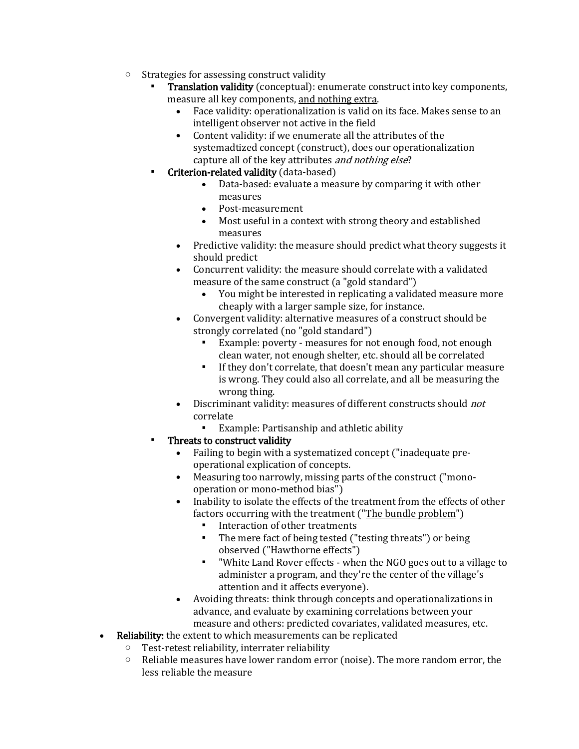- Strategies for assessing construct validity
  - **Translation validity** (conceptual): enumerate construct into key components, measure all key components, <u>and nothing extra</u>.
    - Face validity: operationalization is valid on its face. Makes sense to an intelligent observer not active in the field
    - Content validity: if we enumerate all the attributes of the systemadtized concept (construct), does our operationalization capture all of the key attributes *and nothing else*?
  - **Criterion-related validity** (data-based)
      - Data-based: evaluate a measure by comparing it with other measures
      - Post-measurement
      - Most useful in a context with strong theory and established measures
    - Predictive validity: the measure should predict what theory suggests it should predict
    - Concurrent validity: the measure should correlate with a validated measure of the same construct (a "gold standard")
      - You might be interested in replicating a validated measure more cheaply with a larger sample size, for instance.
    - Convergent validity: alternative measures of a construct should be strongly correlated (no "gold standard")
      - Example: poverty - measures for not enough food, not enough clean water, not enough shelter, etc. should all be correlated
      - If they don't correlate, that doesn't mean any particular measure is wrong. They could also all correlate, and all be measuring the wrong thing.
    - Discriminant validity: measures of different constructs should *not* correlate
      - Example: Partisanship and athletic ability
  - **Threats to construct validity**
    - Failing to begin with a systematized concept ("inadequate pre-operational explication of concepts.
    - Measuring too narrowly, missing parts of the construct ("mono-operation or mono-method bias")
    - Inability to isolate the effects of the treatment from the effects of other factors occurring with the treatment ("<u>The bundle problem</u>")
      - Interaction of other treatments
      - The mere fact of being tested ("testing threats") or being observed ("Hawthorne effects")
      - "White Land Rover effects - when the NGO goes out to a village to administer a program, and they're the center of the village's attention and it affects everyone).
    - Avoiding threats: think through concepts and operationalizations in advance, and evaluate by examining correlations between your measure and others: predicted covariates, validated measures, etc.
- **Reliability:** the extent to which measurements can be replicated
  - Test-retest reliability, interrater reliability
  - Reliable measures have lower random error (noise). The more random error, the less reliable the measure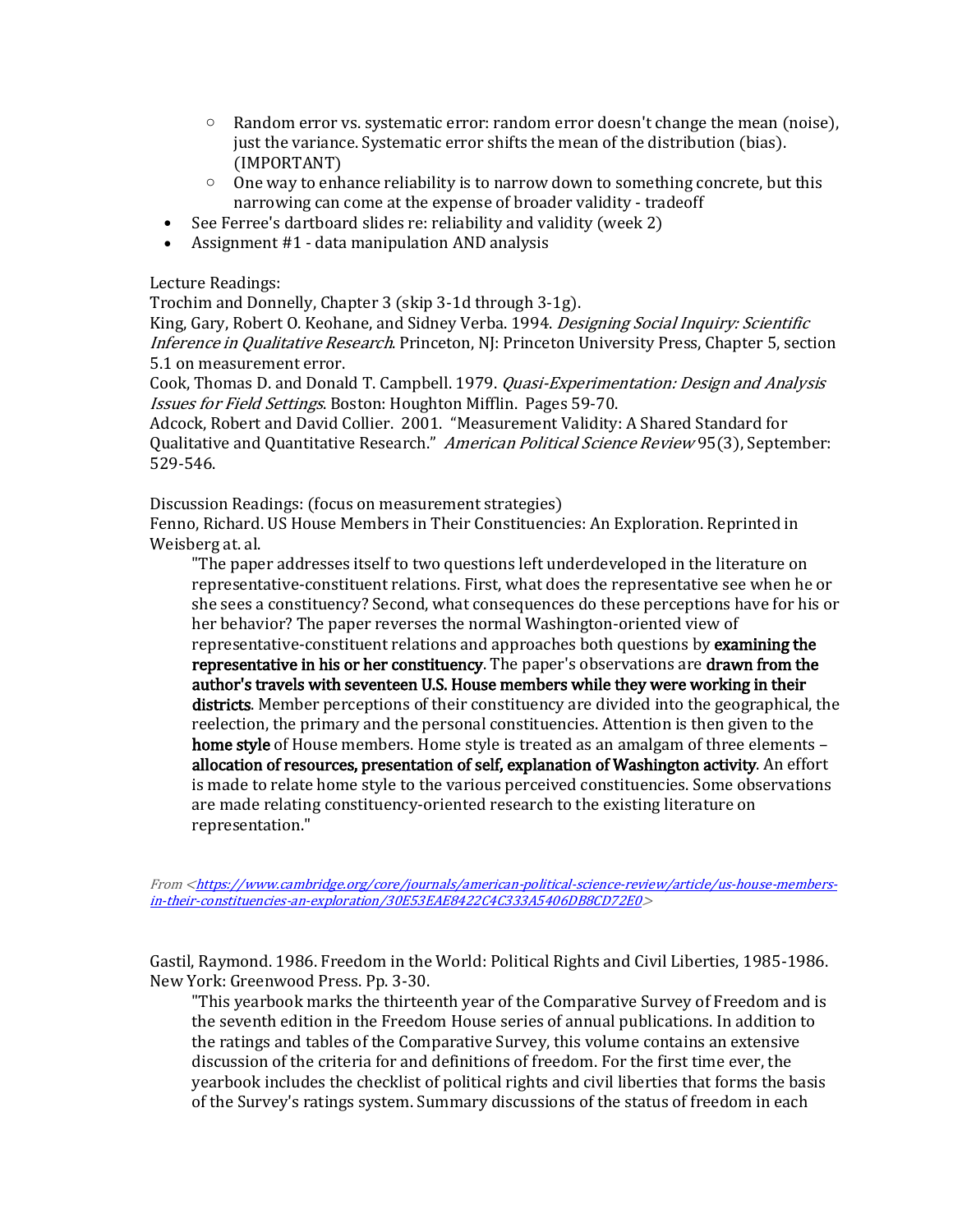- Random error vs. systematic error: random error doesn't change the mean (noise), just the variance. Systematic error shifts the mean of the distribution (bias). (IMPORTANT)
    - One way to enhance reliability is to narrow down to something concrete, but this narrowing can come at the expense of broader validity - tradeoff
- See Ferree's dartboard slides re: reliability and validity (week 2)
- Assignment #1 - data manipulation AND analysis

Lecture Readings:
Trochim and Donnelly, Chapter 3 (skip 3-1d through 3-1g).
King, Gary, Robert O. Keohane, and Sidney Verba. 1994. *Designing Social Inquiry: Scientific Inference in Qualitative Research*. Princeton, NJ: Princeton University Press, Chapter 5, section 5.1 on measurement error.
Cook, Thomas D. and Donald T. Campbell. 1979. *Quasi-Experimentation: Design and Analysis Issues for Field Settings*. Boston: Houghton Mifflin. Pages 59-70.
Adcock, Robert and David Collier. 2001. "Measurement Validity: A Shared Standard for Qualitative and Quantitative Research." *American Political Science Review* 95(3), September: 529-546.

Discussion Readings: (focus on measurement strategies)
Fenno, Richard. US House Members in Their Constituencies: An Exploration. Reprinted in Weisberg at. al.

> "The paper addresses itself to two questions left underdeveloped in the literature on representative-constituent relations. First, what does the representative see when he or she sees a constituency? Second, what consequences do these perceptions have for his or her behavior? The paper reverses the normal Washington-oriented view of representative-constituent relations and approaches both questions by **examining the representative in his or her constituency**. The paper's observations are **drawn from the author's travels with seventeen U.S. House members while they were working in their districts**. Member perceptions of their constituency are divided into the geographical, the reelection, the primary and the personal constituencies. Attention is then given to the **home style** of House members. Home style is treated as an amalgam of three elements – **allocation of resources, presentation of self, explanation of Washington activity**. An effort is made to relate home style to the various perceived constituencies. Some observations are made relating constituency-oriented research to the existing literature on representation."

*From <https://www.cambridge.org/core/journals/american-political-science-review/article/us-house-members-in-their-constituencies-an-exploration/30E53EAE8422C4C333A5406DB8CD72E0>*

Gastil, Raymond. 1986. Freedom in the World: Political Rights and Civil Liberties, 1985-1986. New York: Greenwood Press. Pp. 3-30.

> "This yearbook marks the thirteenth year of the Comparative Survey of Freedom and is the seventh edition in the Freedom House series of annual publications. In addition to the ratings and tables of the Comparative Survey, this volume contains an extensive discussion of the criteria for and definitions of freedom. For the first time ever, the yearbook includes the checklist of political rights and civil liberties that forms the basis of the Survey's ratings system. Summary discussions of the status of freedom in each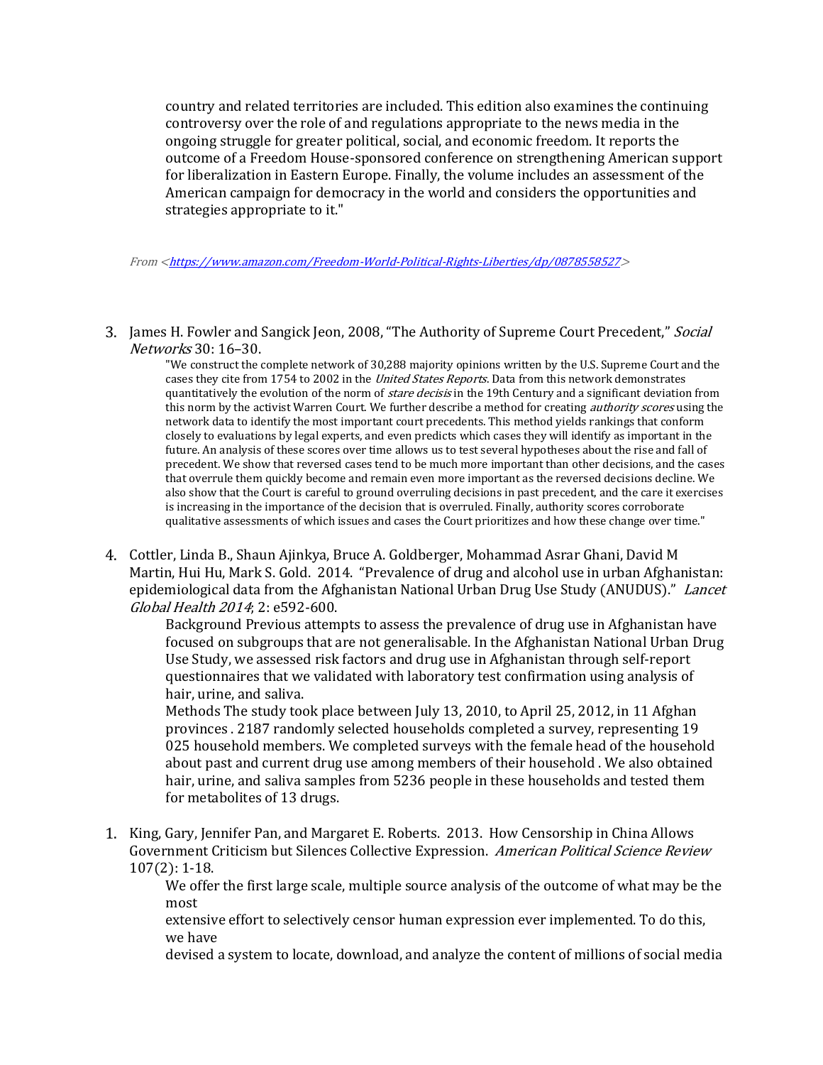country and related territories are included. This edition also examines the continuing controversy over the role of and regulations appropriate to the news media in the ongoing struggle for greater political, social, and economic freedom. It reports the outcome of a Freedom House-sponsored conference on strengthening American support for liberalization in Eastern Europe. Finally, the volume includes an assessment of the American campaign for democracy in the world and considers the opportunities and strategies appropriate to it."

*From <https://www.amazon.com/Freedom-World-Political-Rights-Liberties/dp/0878558527>*

3. James H. Fowler and Sangick Jeon, 2008, "The Authority of Supreme Court Precedent," *Social Networks* 30: 16–30.

   "We construct the complete network of 30,288 majority opinions written by the U.S. Supreme Court and the cases they cite from 1754 to 2002 in the *United States Reports*. Data from this network demonstrates quantitatively the evolution of the norm of *stare decisis* in the 19th Century and a significant deviation from this norm by the activist Warren Court. We further describe a method for creating *authority scores* using the network data to identify the most important court precedents. This method yields rankings that conform closely to evaluations by legal experts, and even predicts which cases they will identify as important in the future. An analysis of these scores over time allows us to test several hypotheses about the rise and fall of precedent. We show that reversed cases tend to be much more important than other decisions, and the cases that overrule them quickly become and remain even more important as the reversed decisions decline. We also show that the Court is careful to ground overruling decisions in past precedent, and the care it exercises is increasing in the importance of the decision that is overruled. Finally, authority scores corroborate qualitative assessments of which issues and cases the Court prioritizes and how these change over time."

4. Cottler, Linda B., Shaun Ajinkya, Bruce A. Goldberger, Mohammad Asrar Ghani, David M Martin, Hui Hu, Mark S. Gold. 2014. "Prevalence of drug and alcohol use in urban Afghanistan: epidemiological data from the Afghanistan National Urban Drug Use Study (ANUDUS)." *Lancet Global Health 2014*; 2: e592-600.

   Background Previous attempts to assess the prevalence of drug use in Afghanistan have focused on subgroups that are not generalisable. In the Afghanistan National Urban Drug Use Study, we assessed risk factors and drug use in Afghanistan through self-report questionnaires that we validated with laboratory test confirmation using analysis of hair, urine, and saliva.

   Methods The study took place between July 13, 2010, to April 25, 2012, in 11 Afghan provinces . 2187 randomly selected households completed a survey, representing 19 025 household members. We completed surveys with the female head of the household about past and current drug use among members of their household . We also obtained hair, urine, and saliva samples from 5236 people in these households and tested them for metabolites of 13 drugs.

1. King, Gary, Jennifer Pan, and Margaret E. Roberts. 2013. How Censorship in China Allows Government Criticism but Silences Collective Expression. *American Political Science Review* 107(2): 1-18.

   We offer the first large scale, multiple source analysis of the outcome of what may be the most
   extensive effort to selectively censor human expression ever implemented. To do this, we have
   devised a system to locate, download, and analyze the content of millions of social media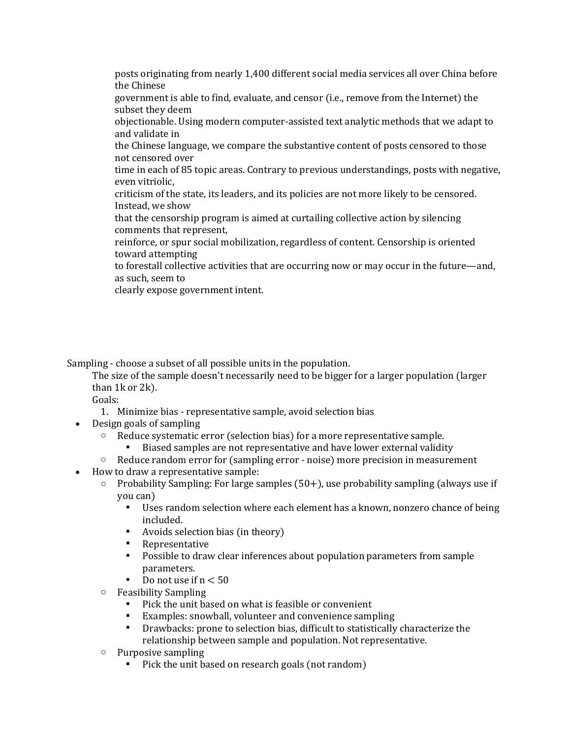posts originating from nearly 1,400 different social media services all over China before the Chinese government is able to find, evaluate, and censor (i.e., remove from the Internet) the subset they deem objectionable. Using modern computer-assisted text analytic methods that we adapt to and validate in the Chinese language, we compare the substantive content of posts censored to those not censored over time in each of 85 topic areas. Contrary to previous understandings, posts with negative, even vitriolic, criticism of the state, its leaders, and its policies are not more likely to be censored. Instead, we show that the censorship program is aimed at curtailing collective action by silencing comments that represent, reinforce, or spur social mobilization, regardless of content. Censorship is oriented toward attempting to forestall collective activities that are occurring now or may occur in the future—and, as such, seem to clearly expose government intent.

Sampling - choose a subset of all possible units in the population.

The size of the sample doesn't necessarily need to be bigger for a larger population (larger than 1k or 2k).

Goals:

1. Minimize bias - representative sample, avoid selection bias

- Design goals of sampling
  - Reduce systematic error (selection bias) for a more representative sample.
    - Biased samples are not representative and have lower external validity
  - Reduce random error for (sampling error - noise) more precision in measurement
- How to draw a representative sample:
  - Probability Sampling: For large samples (50+), use probability sampling (always use if you can)
    - Uses random selection where each element has a known, nonzero chance of being included.
    - Avoids selection bias (in theory)
    - Representative
    - Possible to draw clear inferences about population parameters from sample parameters.
    - Do not use if $n < 50$
  - Feasibility Sampling
    - Pick the unit based on what is feasible or convenient
    - Examples: snowball, volunteer and convenience sampling
    - Drawbacks: prone to selection bias, difficult to statistically characterize the relationship between sample and population. Not representative.
  - Purposive sampling
    - Pick the unit based on research goals (not random)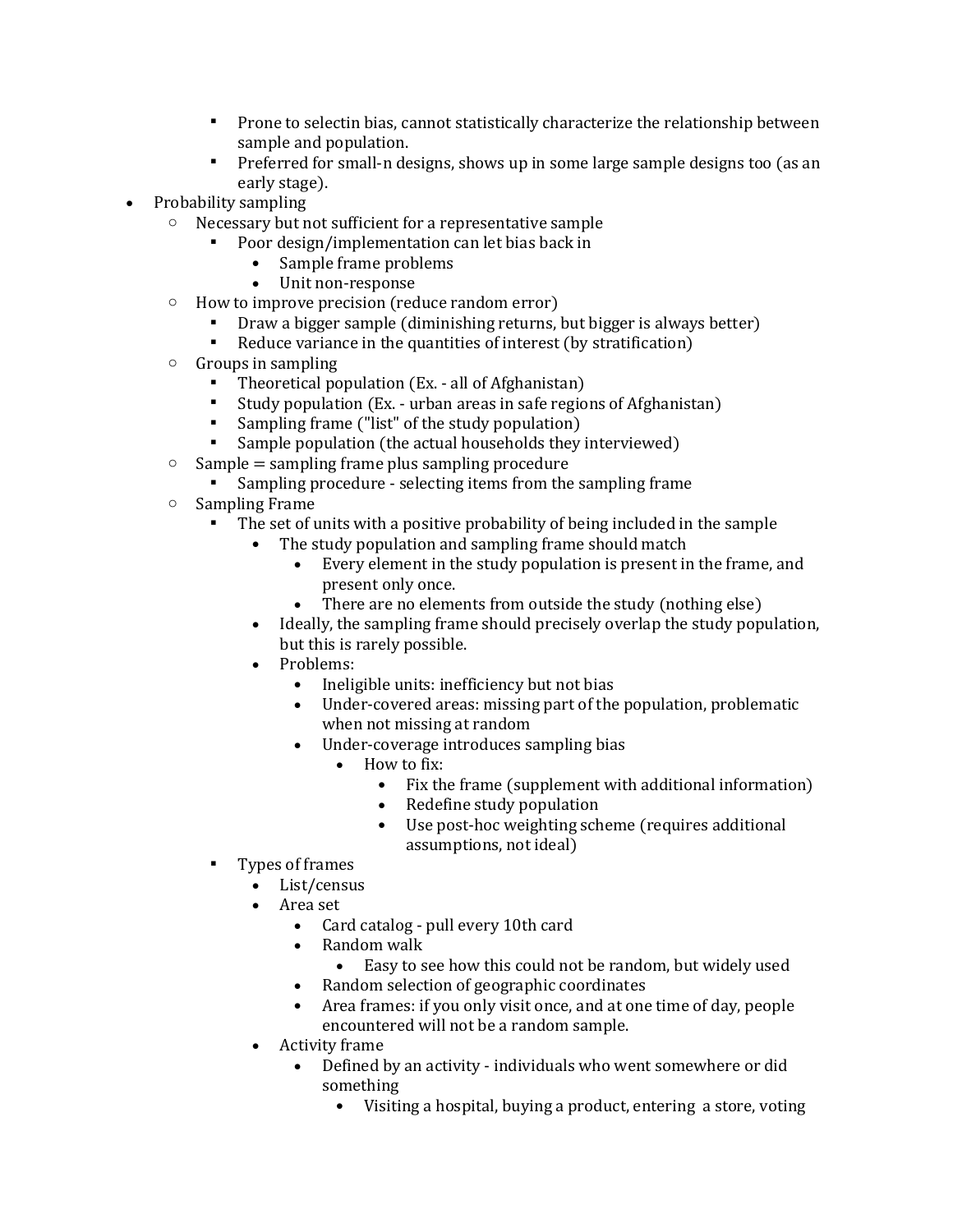- Prone to selectin bias, cannot statistically characterize the relationship between sample and population.
        - Preferred for small-n designs, shows up in some large sample designs too (as an early stage).
- Probability sampling
    - Necessary but not sufficient for a representative sample
        - Poor design/implementation can let bias back in
            - Sample frame problems
            - Unit non-response
    - How to improve precision (reduce random error)
        - Draw a bigger sample (diminishing returns, but bigger is always better)
        - Reduce variance in the quantities of interest (by stratification)
    - Groups in sampling
        - Theoretical population (Ex. - all of Afghanistan)
        - Study population (Ex. - urban areas in safe regions of Afghanistan)
        - Sampling frame ("list" of the study population)
        - Sample population (the actual households they interviewed)
    - Sample = sampling frame plus sampling procedure
        - Sampling procedure - selecting items from the sampling frame
    - Sampling Frame
        - The set of units with a positive probability of being included in the sample
            - The study population and sampling frame should match
                - Every element in the study population is present in the frame, and present only once.
                - There are no elements from outside the study (nothing else)
            - Ideally, the sampling frame should precisely overlap the study population, but this is rarely possible.
            - Problems:
                - Ineligible units: inefficiency but not bias
                - Under-covered areas: missing part of the population, problematic when not missing at random
                - Under-coverage introduces sampling bias
                    - How to fix:
                        - Fix the frame (supplement with additional information)
                        - Redefine study population
                        - Use post-hoc weighting scheme (requires additional assumptions, not ideal)
        - Types of frames
            - List/census
            - Area set
                - Card catalog - pull every 10th card
                - Random walk
                    - Easy to see how this could not be random, but widely used
                - Random selection of geographic coordinates
                - Area frames: if you only visit once, and at one time of day, people encountered will not be a random sample.
            - Activity frame
                - Defined by an activity - individuals who went somewhere or did something
                    - Visiting a hospital, buying a product, entering a store, voting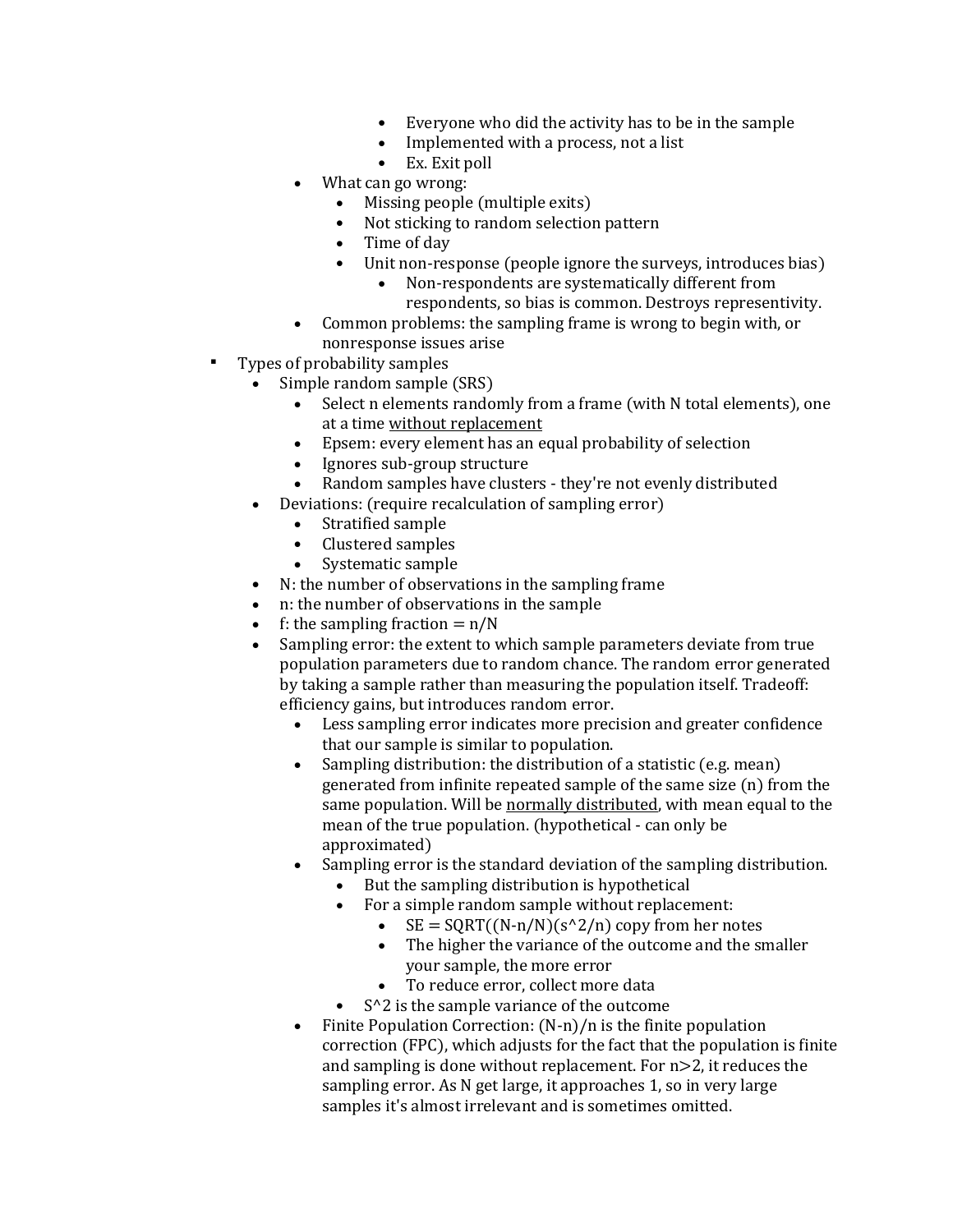- Everyone who did the activity has to be in the sample
            - Implemented with a process, not a list
            - Ex. Exit poll
        - What can go wrong:
            - Missing people (multiple exits)
            - Not sticking to random selection pattern
            - Time of day
            - Unit non-response (people ignore the surveys, introduces bias)
                - Non-respondents are systematically different from respondents, so bias is common. Destroys representivity.
        - Common problems: the sampling frame is wrong to begin with, or nonresponse issues arise
- Types of probability samples
    - Simple random sample (SRS)
        - Select n elements randomly from a frame (with N total elements), one at a time <u>without replacement</u>
        - Epsem: every element has an equal probability of selection
        - Ignores sub-group structure
        - Random samples have clusters - they're not evenly distributed
    - Deviations: (require recalculation of sampling error)
        - Stratified sample
        - Clustered samples
        - Systematic sample
    - N: the number of observations in the sampling frame
    - n: the number of observations in the sample
    - f: the sampling fraction = n/N
    - Sampling error: the extent to which sample parameters deviate from true population parameters due to random chance. The random error generated by taking a sample rather than measuring the population itself. Tradeoff: efficiency gains, but introduces random error.
        - Less sampling error indicates more precision and greater confidence that our sample is similar to population.
        - Sampling distribution: the distribution of a statistic (e.g. mean) generated from infinite repeated sample of the same size (n) from the same population. Will be <u>normally distributed</u>, with mean equal to the mean of the true population. (hypothetical - can only be approximated)
        - Sampling error is the standard deviation of the sampling distribution.
            - But the sampling distribution is hypothetical
            - For a simple random sample without replacement:
                - SE = SQRT((N-n/N)(s^2/n) copy from her notes
                - The higher the variance of the outcome and the smaller your sample, the more error
                - To reduce error, collect more data
            - S^2 is the sample variance of the outcome
        - Finite Population Correction: (N-n)/n is the finite population correction (FPC), which adjusts for the fact that the population is finite and sampling is done without replacement. For n>2, it reduces the sampling error. As N get large, it approaches 1, so in very large samples it's almost irrelevant and is sometimes omitted.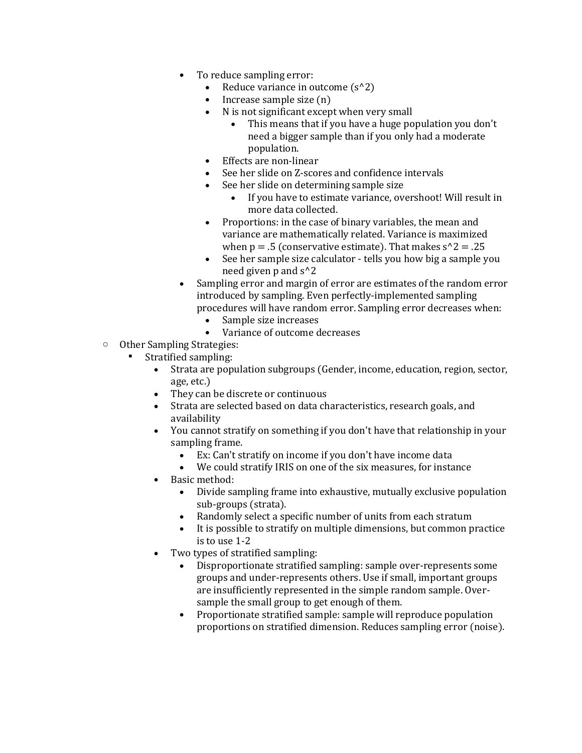- To reduce sampling error:
  - Reduce variance in outcome (s^2)
  - Increase sample size (n)
  - N is not significant except when very small
    - This means that if you have a huge population you don't need a bigger sample than if you only had a moderate population.
  - Effects are non-linear
  - See her slide on Z-scores and confidence intervals
  - See her slide on determining sample size
    - If you have to estimate variance, overshoot! Will result in more data collected.
  - Proportions: in the case of binary variables, the mean and variance are mathematically related. Variance is maximized when p = .5 (conservative estimate). That makes s^2 = .25
  - See her sample size calculator - tells you how big a sample you need given p and s^2
- Sampling error and margin of error are estimates of the random error introduced by sampling. Even perfectly-implemented sampling procedures will have random error. Sampling error decreases when:
  - Sample size increases
  - Variance of outcome decreases

- Other Sampling Strategies:
  - Stratified sampling:
    - Strata are population subgroups (Gender, income, education, region, sector, age, etc.)
    - They can be discrete or continuous
    - Strata are selected based on data characteristics, research goals, and availability
    - You cannot stratify on something if you don't have that relationship in your sampling frame.
      - Ex: Can't stratify on income if you don't have income data
      - We could stratify IRIS on one of the six measures, for instance
    - Basic method:
      - Divide sampling frame into exhaustive, mutually exclusive population sub-groups (strata).
      - Randomly select a specific number of units from each stratum
      - It is possible to stratify on multiple dimensions, but common practice is to use 1-2
    - Two types of stratified sampling:
      - Disproportionate stratified sampling: sample over-represents some groups and under-represents others. Use if small, important groups are insufficiently represented in the simple random sample. Over-sample the small group to get enough of them.
      - Proportionate stratified sample: sample will reproduce population proportions on stratified dimension. Reduces sampling error (noise).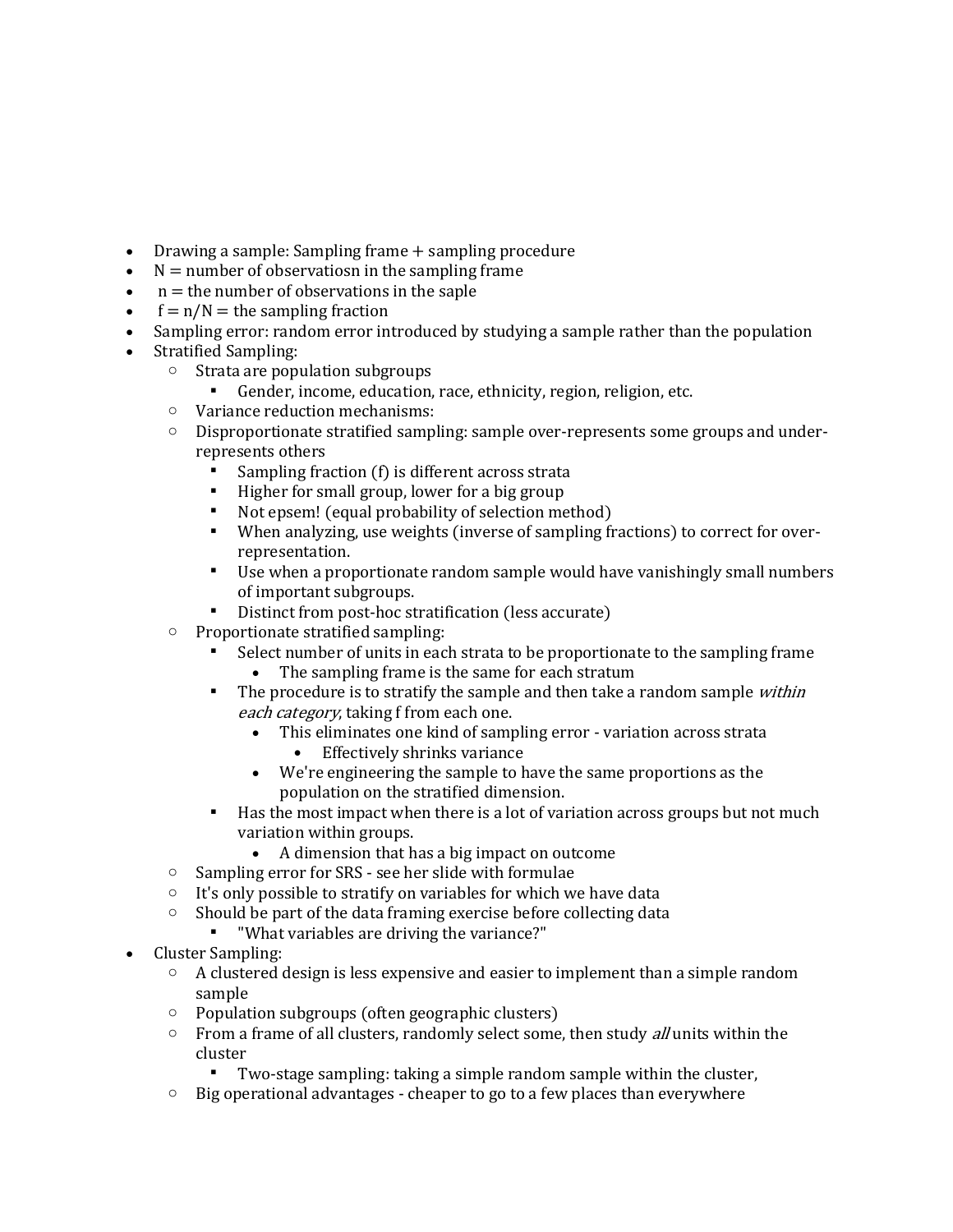- Drawing a sample: Sampling frame + sampling procedure
- N = number of observatiosn in the sampling frame
- n = the number of observations in the saple
- f = n/N = the sampling fraction
- Sampling error: random error introduced by studying a sample rather than the population
- Stratified Sampling:
  - Strata are population subgroups
    - Gender, income, education, race, ethnicity, region, religion, etc.
  - Variance reduction mechanisms:
  - Disproportionate stratified sampling: sample over-represents some groups and under-represents others
    - Sampling fraction (f) is different across strata
    - Higher for small group, lower for a big group
    - Not epsem! (equal probability of selection method)
    - When analyzing, use weights (inverse of sampling fractions) to correct for over-representation.
    - Use when a proportionate random sample would have vanishingly small numbers of important subgroups.
    - Distinct from post-hoc stratification (less accurate)
  - Proportionate stratified sampling:
    - Select number of units in each strata to be proportionate to the sampling frame
      - The sampling frame is the same for each stratum
    - The procedure is to stratify the sample and then take a random sample *within each category*, taking f from each one.
      - This eliminates one kind of sampling error - variation across strata
        - Effectively shrinks variance
      - We're engineering the sample to have the same proportions as the population on the stratified dimension.
    - Has the most impact when there is a lot of variation across groups but not much variation within groups.
      - A dimension that has a big impact on outcome
  - Sampling error for SRS - see her slide with formulae
  - It's only possible to stratify on variables for which we have data
  - Should be part of the data framing exercise before collecting data
    - "What variables are driving the variance?"
- Cluster Sampling:
  - A clustered design is less expensive and easier to implement than a simple random sample
  - Population subgroups (often geographic clusters)
  - From a frame of all clusters, randomly select some, then study *all* units within the cluster
    - Two-stage sampling: taking a simple random sample within the cluster,
  - Big operational advantages - cheaper to go to a few places than everywhere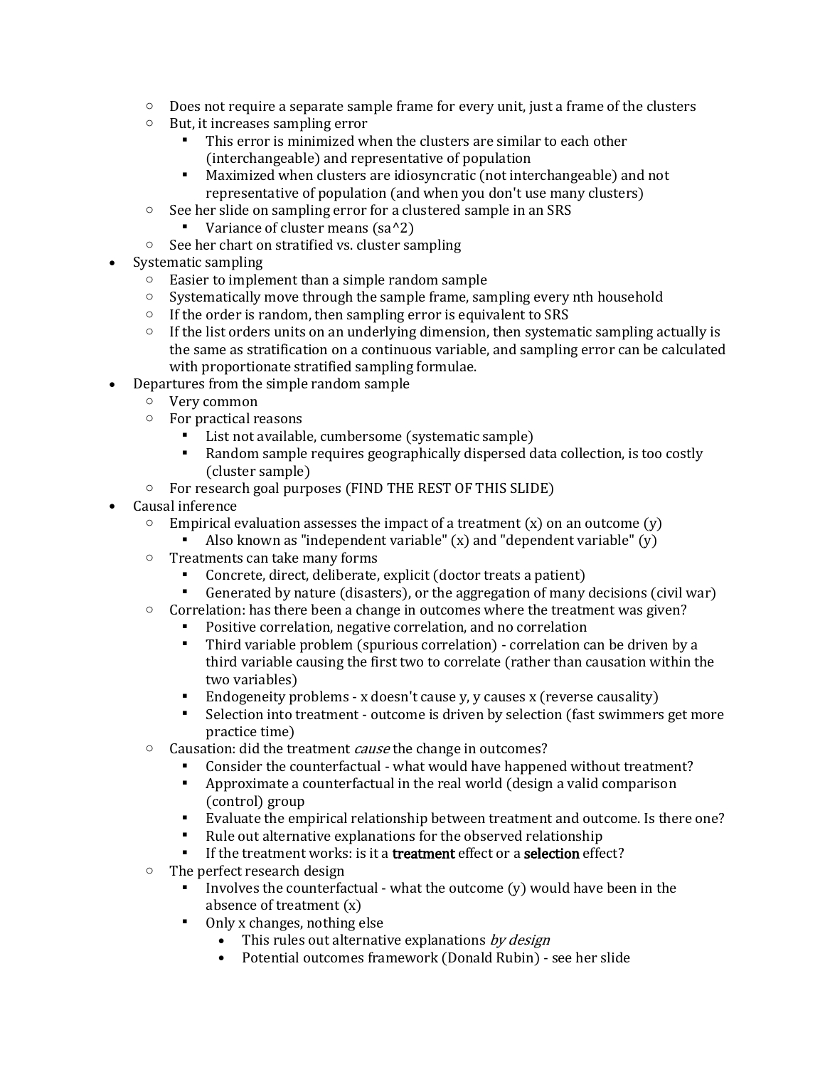- Does not require a separate sample frame for every unit, just a frame of the clusters
    - But, it increases sampling error
        - This error is minimized when the clusters are similar to each other (interchangeable) and representative of population
        - Maximized when clusters are idiosyncratic (not interchangeable) and not representative of population (and when you don't use many clusters)
    - See her slide on sampling error for a clustered sample in an SRS
        - Variance of cluster means (sa^2)
    - See her chart on stratified vs. cluster sampling
- Systematic sampling
    - Easier to implement than a simple random sample
    - Systematically move through the sample frame, sampling every nth household
    - If the order is random, then sampling error is equivalent to SRS
    - If the list orders units on an underlying dimension, then systematic sampling actually is the same as stratification on a continuous variable, and sampling error can be calculated with proportionate stratified sampling formulae.
- Departures from the simple random sample
    - Very common
    - For practical reasons
        - List not available, cumbersome (systematic sample)
        - Random sample requires geographically dispersed data collection, is too costly (cluster sample)
    - For research goal purposes (FIND THE REST OF THIS SLIDE)
- Causal inference
    - Empirical evaluation assesses the impact of a treatment (x) on an outcome (y)
        - Also known as "independent variable" (x) and "dependent variable" (y)
    - Treatments can take many forms
        - Concrete, direct, deliberate, explicit (doctor treats a patient)
        - Generated by nature (disasters), or the aggregation of many decisions (civil war)
    - Correlation: has there been a change in outcomes where the treatment was given?
        - Positive correlation, negative correlation, and no correlation
        - Third variable problem (spurious correlation) - correlation can be driven by a third variable causing the first two to correlate (rather than causation within the two variables)
        - Endogeneity problems - x doesn't cause y, y causes x (reverse causality)
        - Selection into treatment - outcome is driven by selection (fast swimmers get more practice time)
    - Causation: did the treatment *cause* the change in outcomes?
        - Consider the counterfactual - what would have happened without treatment?
        - Approximate a counterfactual in the real world (design a valid comparison (control) group
        - Evaluate the empirical relationship between treatment and outcome. Is there one?
        - Rule out alternative explanations for the observed relationship
        - If the treatment works: is it a **treatment** effect or a **selection** effect?
    - The perfect research design
        - Involves the counterfactual - what the outcome (y) would have been in the absence of treatment (x)
        - Only x changes, nothing else
            - This rules out alternative explanations *by design*
            - Potential outcomes framework (Donald Rubin) - see her slide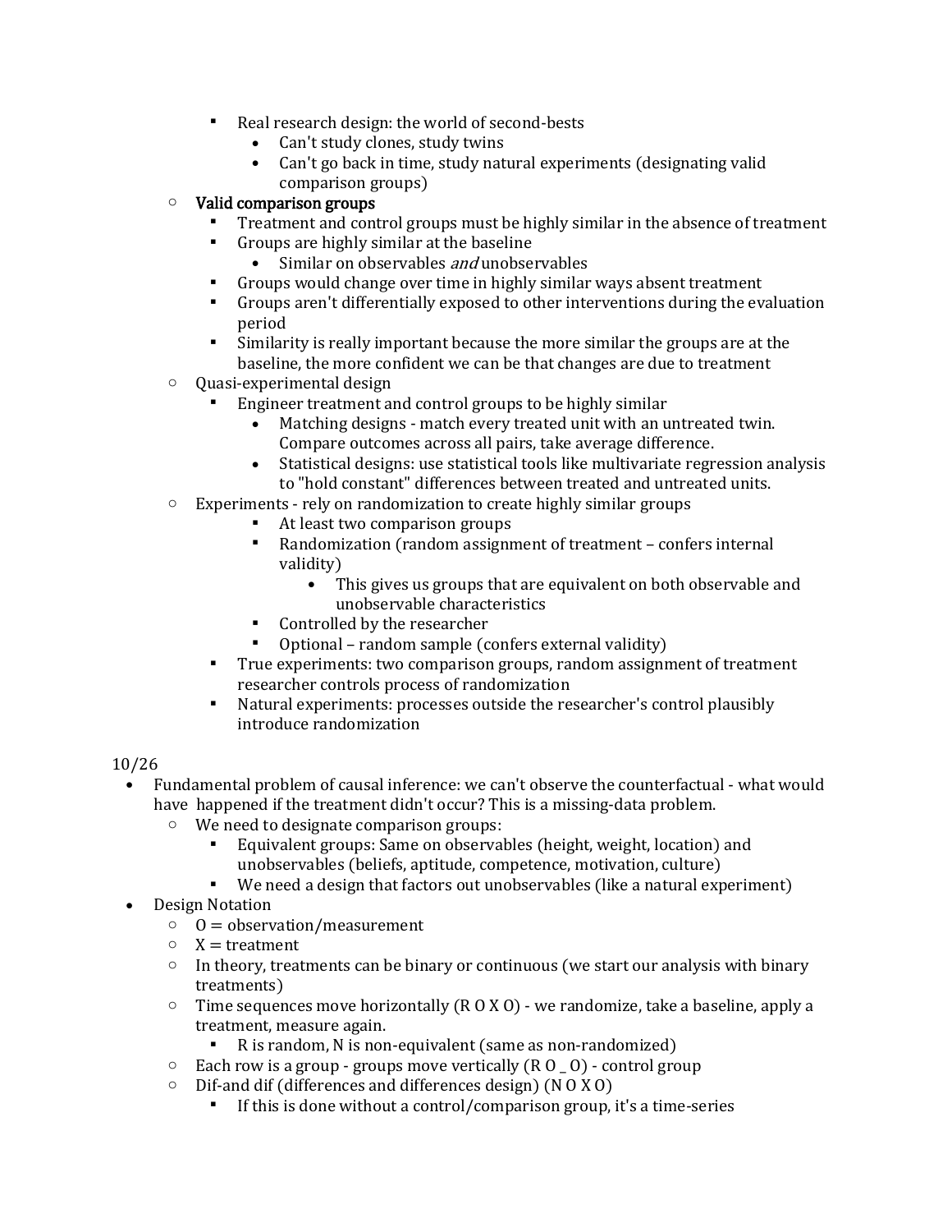- Real research design: the world of second-bests
            - Can't study clones, study twins
            - Can't go back in time, study natural experiments (designating valid comparison groups)
    - Valid comparison groups
        - Treatment and control groups must be highly similar in the absence of treatment
        - Groups are highly similar at the baseline
            - Similar on observables *and* unobservables
        - Groups would change over time in highly similar ways absent treatment
        - Groups aren't differentially exposed to other interventions during the evaluation period
        - Similarity is really important because the more similar the groups are at the baseline, the more confident we can be that changes are due to treatment
    - Quasi-experimental design
        - Engineer treatment and control groups to be highly similar
            - Matching designs - match every treated unit with an untreated twin. Compare outcomes across all pairs, take average difference.
            - Statistical designs: use statistical tools like multivariate regression analysis to "hold constant" differences between treated and untreated units.
    - Experiments - rely on randomization to create highly similar groups
            - At least two comparison groups
            - Randomization (random assignment of treatment – confers internal validity)
                - This gives us groups that are equivalent on both observable and unobservable characteristics
            - Controlled by the researcher
            - Optional – random sample (confers external validity)
        - True experiments: two comparison groups, random assignment of treatment researcher controls process of randomization
        - Natural experiments: processes outside the researcher's control plausibly introduce randomization

10/26

- Fundamental problem of causal inference: we can't observe the counterfactual - what would have happened if the treatment didn't occur? This is a missing-data problem.
    - We need to designate comparison groups:
        - Equivalent groups: Same on observables (height, weight, location) and unobservables (beliefs, aptitude, competence, motivation, culture)
        - We need a design that factors out unobservables (like a natural experiment)
- Design Notation
    - O = observation/measurement
    - X = treatment
    - In theory, treatments can be binary or continuous (we start our analysis with binary treatments)
    - Time sequences move horizontally (R O X O) - we randomize, take a baseline, apply a treatment, measure again.
        - R is random, N is non-equivalent (same as non-randomized)
    - Each row is a group - groups move vertically (R O _ O) - control group
    - Dif-and dif (differences and differences design) (N O X O)
        - If this is done without a control/comparison group, it's a time-series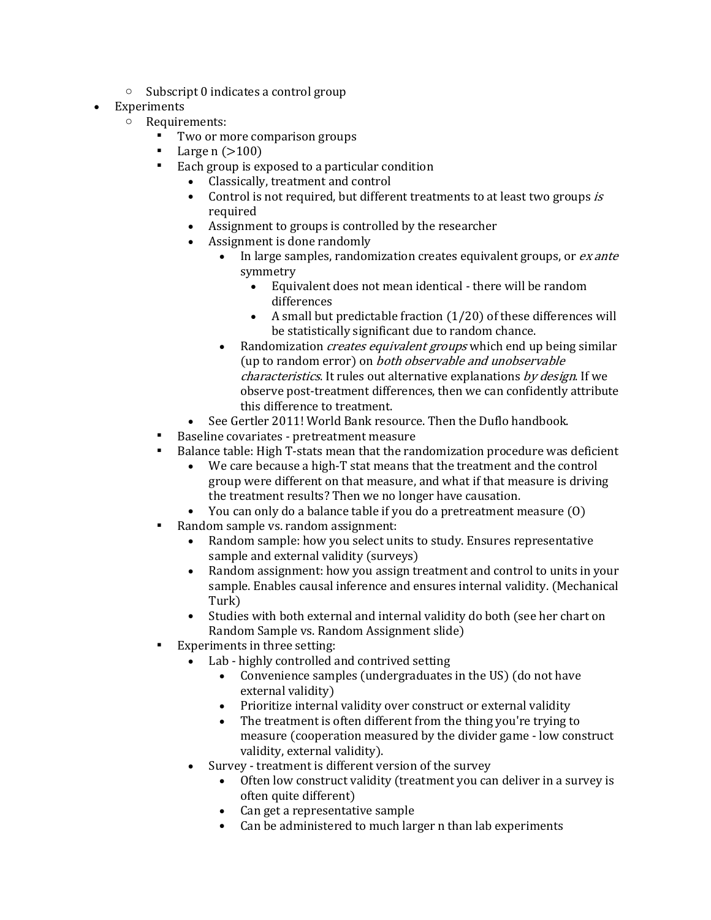- Subscript 0 indicates a control group
- Experiments
    - Requirements:
        - Two or more comparison groups
        - Large n (>100)
        - Each group is exposed to a particular condition
            - Classically, treatment and control
            - Control is not required, but different treatments to at least two groups *is* required
            - Assignment to groups is controlled by the researcher
            - Assignment is done randomly
                - In large samples, randomization creates equivalent groups, or *ex ante* symmetry
                    - Equivalent does not mean identical - there will be random differences
                    - A small but predictable fraction (1/20) of these differences will be statistically significant due to random chance.
                - Randomization *creates equivalent groups* which end up being similar (up to random error) on *both observable and unobservable characteristics*. It rules out alternative explanations *by design*. If we observe post-treatment differences, then we can confidently attribute this difference to treatment.
            - See Gertler 2011! World Bank resource. Then the Duflo handbook.
        - Baseline covariates - pretreatment measure
        - Balance table: High T-stats mean that the randomization procedure was deficient
            - We care because a high-T stat means that the treatment and the control group were different on that measure, and what if that measure is driving the treatment results? Then we no longer have causation.
            - You can only do a balance table if you do a pretreatment measure (O)
        - Random sample vs. random assignment:
            - Random sample: how you select units to study. Ensures representative sample and external validity (surveys)
            - Random assignment: how you assign treatment and control to units in your sample. Enables causal inference and ensures internal validity. (Mechanical Turk)
            - Studies with both external and internal validity do both (see her chart on Random Sample vs. Random Assignment slide)
        - Experiments in three setting:
            - Lab - highly controlled and contrived setting
                - Convenience samples (undergraduates in the US) (do not have external validity)
                - Prioritize internal validity over construct or external validity
                - The treatment is often different from the thing you're trying to measure (cooperation measured by the divider game - low construct validity, external validity).
            - Survey - treatment is different version of the survey
                - Often low construct validity (treatment you can deliver in a survey is often quite different)
                - Can get a representative sample
                - Can be administered to much larger n than lab experiments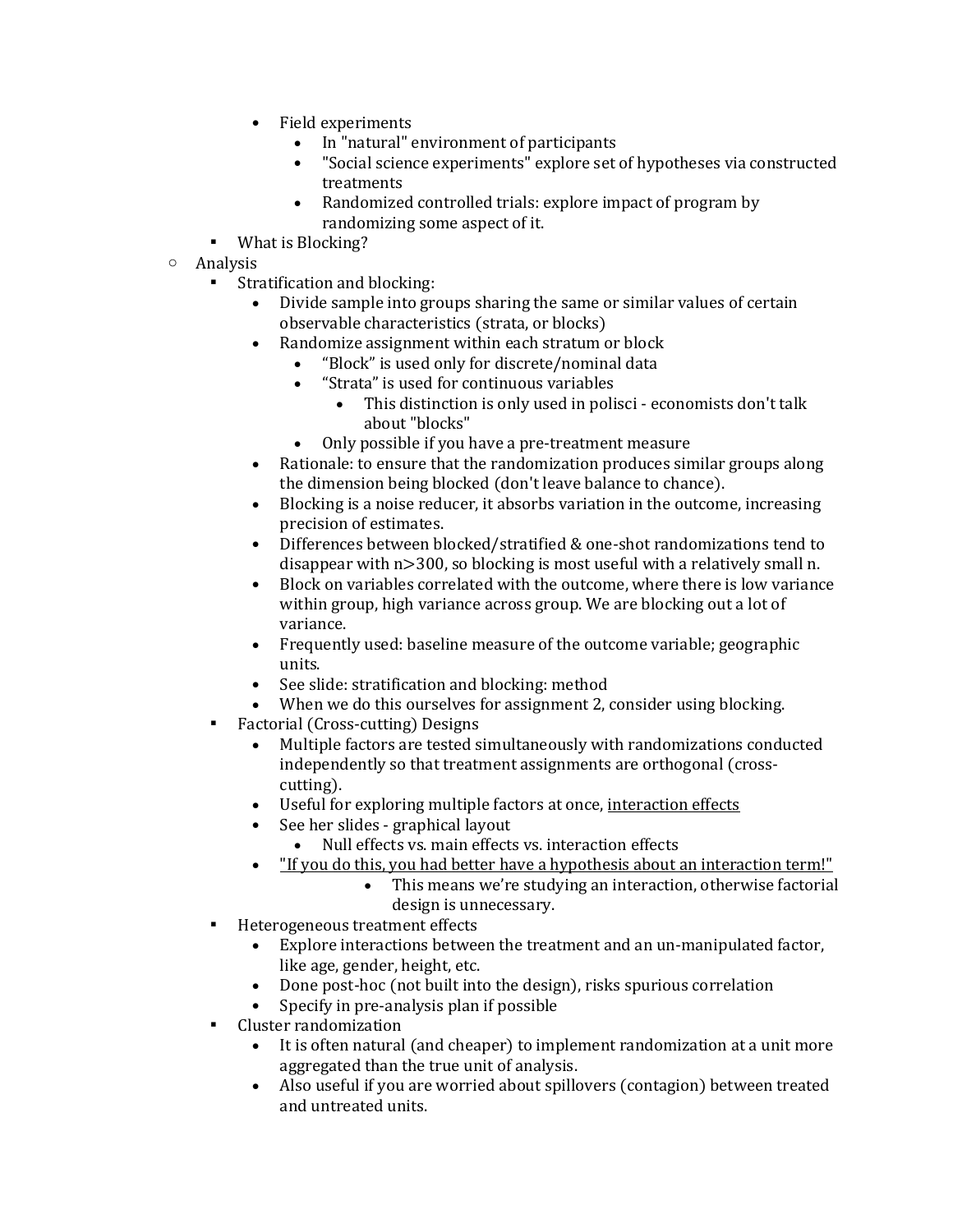- Field experiments
  - In "natural" environment of participants
  - "Social science experiments" explore set of hypotheses via constructed treatments
  - Randomized controlled trials: explore impact of program by randomizing some aspect of it.
- What is Blocking?

- Analysis
  - Stratification and blocking:
    - Divide sample into groups sharing the same or similar values of certain observable characteristics (strata, or blocks)
    - Randomize assignment within each stratum or block
      - “Block” is used only for discrete/nominal data
      - “Strata” is used for continuous variables
        - This distinction is only used in polisci - economists don't talk about "blocks"
      - Only possible if you have a pre-treatment measure
    - Rationale: to ensure that the randomization produces similar groups along the dimension being blocked (don't leave balance to chance).
    - Blocking is a noise reducer, it absorbs variation in the outcome, increasing precision of estimates.
    - Differences between blocked/stratified & one-shot randomizations tend to disappear with n>300, so blocking is most useful with a relatively small n.
    - Block on variables correlated with the outcome, where there is low variance within group, high variance across group. We are blocking out a lot of variance.
    - Frequently used: baseline measure of the outcome variable; geographic units.
    - See slide: stratification and blocking: method
    - When we do this ourselves for assignment 2, consider using blocking.
  - Factorial (Cross-cutting) Designs
    - Multiple factors are tested simultaneously with randomizations conducted independently so that treatment assignments are orthogonal (cross-cutting).
    - Useful for exploring multiple factors at once, <u>interaction effects</u>
    - See her slides - graphical layout
      - Null effects vs. main effects vs. interaction effects
    - <u>"If you do this, you had better have a hypothesis about an interaction term!"</u>
      - This means we’re studying an interaction, otherwise factorial design is unnecessary.
  - Heterogeneous treatment effects
    - Explore interactions between the treatment and an un-manipulated factor, like age, gender, height, etc.
    - Done post-hoc (not built into the design), risks spurious correlation
    - Specify in pre-analysis plan if possible
  - Cluster randomization
    - It is often natural (and cheaper) to implement randomization at a unit more aggregated than the true unit of analysis.
    - Also useful if you are worried about spillovers (contagion) between treated and untreated units.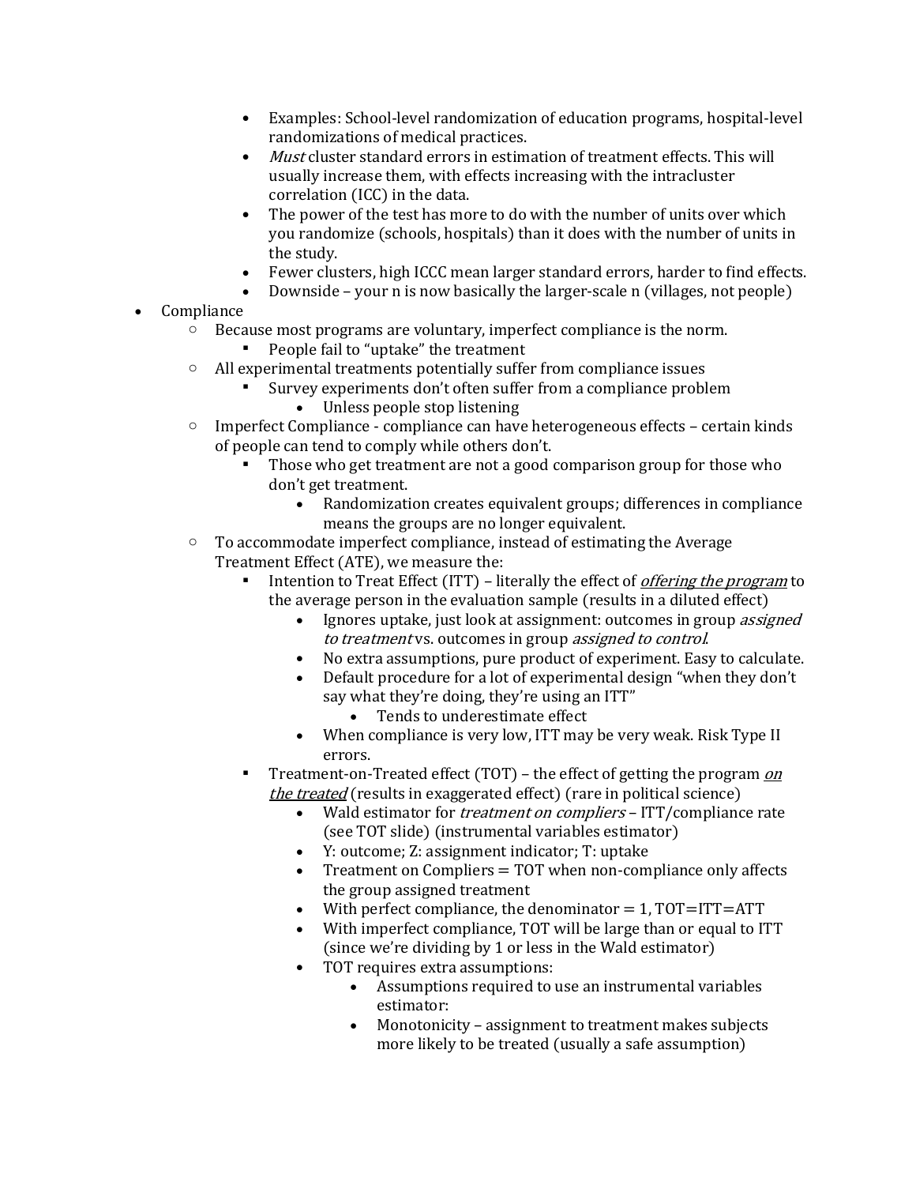- Examples: School-level randomization of education programs, hospital-level randomizations of medical practices.
        - *Must* cluster standard errors in estimation of treatment effects. This will usually increase them, with effects increasing with the intracluster correlation (ICC) in the data.
        - The power of the test has more to do with the number of units over which you randomize (schools, hospitals) than it does with the number of units in the study.
        - Fewer clusters, high ICCC mean larger standard errors, harder to find effects.
        - Downside – your n is now basically the larger-scale n (villages, not people)
- Compliance
    - Because most programs are voluntary, imperfect compliance is the norm.
        - People fail to "uptake" the treatment
    - All experimental treatments potentially suffer from compliance issues
        - Survey experiments don't often suffer from a compliance problem
            - Unless people stop listening
    - Imperfect Compliance - compliance can have heterogeneous effects – certain kinds of people can tend to comply while others don't.
        - Those who get treatment are not a good comparison group for those who don't get treatment.
            - Randomization creates equivalent groups; differences in compliance means the groups are no longer equivalent.
    - To accommodate imperfect compliance, instead of estimating the Average Treatment Effect (ATE), we measure the:
        - Intention to Treat Effect (ITT) – literally the effect of ***offering the program*** to the average person in the evaluation sample (results in a diluted effect)
            - Ignores uptake, just look at assignment: outcomes in group *assigned to treatment* vs. outcomes in group *assigned to control*.
            - No extra assumptions, pure product of experiment. Easy to calculate.
            - Default procedure for a lot of experimental design "when they don't say what they're doing, they're using an ITT"
                - Tends to underestimate effect
            - When compliance is very low, ITT may be very weak. Risk Type II errors.
        - Treatment-on-Treated effect (TOT) – the effect of getting the program ***on the treated*** (results in exaggerated effect) (rare in political science)
            - Wald estimator for *treatment on compliers* – ITT/compliance rate (see TOT slide) (instrumental variables estimator)
            - Y: outcome; Z: assignment indicator; T: uptake
            - Treatment on Compliers = TOT when non-compliance only affects the group assigned treatment
            - With perfect compliance, the denominator = 1, TOT=ITT=ATT
            - With imperfect compliance, TOT will be large than or equal to ITT (since we're dividing by 1 or less in the Wald estimator)
            - TOT requires extra assumptions:
                - Assumptions required to use an instrumental variables estimator:
                - Monotonicity – assignment to treatment makes subjects more likely to be treated (usually a safe assumption)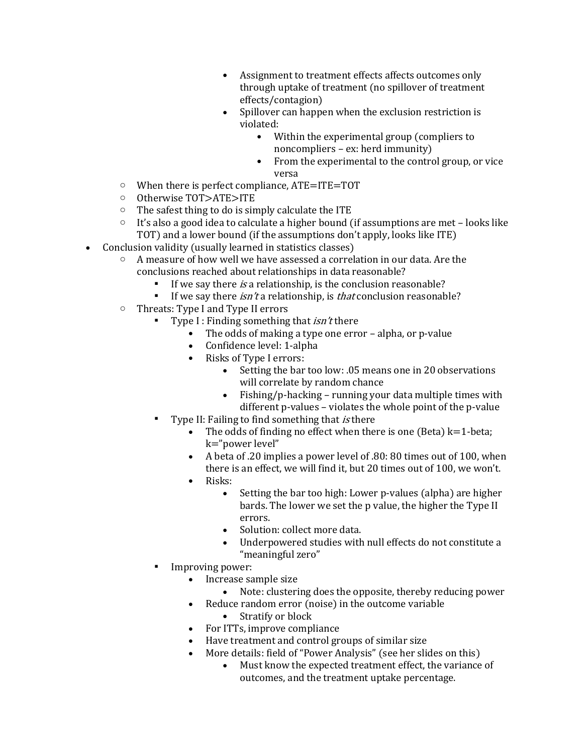- Assignment to treatment effects affects outcomes only through uptake of treatment (no spillover of treatment effects/contagion)
            - Spillover can happen when the exclusion restriction is violated:
                - Within the experimental group (compliers to noncompliers – ex: herd immunity)
                - From the experimental to the control group, or vice versa
    - When there is perfect compliance, ATE=ITE=TOT
    - Otherwise TOT>ATE>ITE
    - The safest thing to do is simply calculate the ITE
    - It's also a good idea to calculate a higher bound (if assumptions are met – looks like TOT) and a lower bound (if the assumptions don't apply, looks like ITE)
- Conclusion validity (usually learned in statistics classes)
    - A measure of how well we have assessed a correlation in our data. Are the conclusions reached about relationships in data reasonable?
        - If we say there *is* a relationship, is the conclusion reasonable?
        - If we say there *isn't* a relationship, is *that* conclusion reasonable?
    - Threats: Type I and Type II errors
        - Type I : Finding something that *isn't* there
            - The odds of making a type one error – alpha, or p-value
            - Confidence level: 1-alpha
            - Risks of Type I errors:
                - Setting the bar too low: .05 means one in 20 observations will correlate by random chance
                - Fishing/p-hacking – running your data multiple times with different p-values – violates the whole point of the p-value
        - Type II: Failing to find something that *is* there
            - The odds of finding no effect when there is one (Beta) k=1-beta; k="power level"
            - A beta of .20 implies a power level of .80: 80 times out of 100, when there is an effect, we will find it, but 20 times out of 100, we won't.
            - Risks:
                - Setting the bar too high: Lower p-values (alpha) are higher bards. The lower we set the p value, the higher the Type II errors.
                - Solution: collect more data.
                - Underpowered studies with null effects do not constitute a "meaningful zero"
        - Improving power:
            - Increase sample size
                - Note: clustering does the opposite, thereby reducing power
            - Reduce random error (noise) in the outcome variable
                - Stratify or block
            - For ITTs, improve compliance
            - Have treatment and control groups of similar size
            - More details: field of "Power Analysis" (see her slides on this)
                - Must know the expected treatment effect, the variance of outcomes, and the treatment uptake percentage.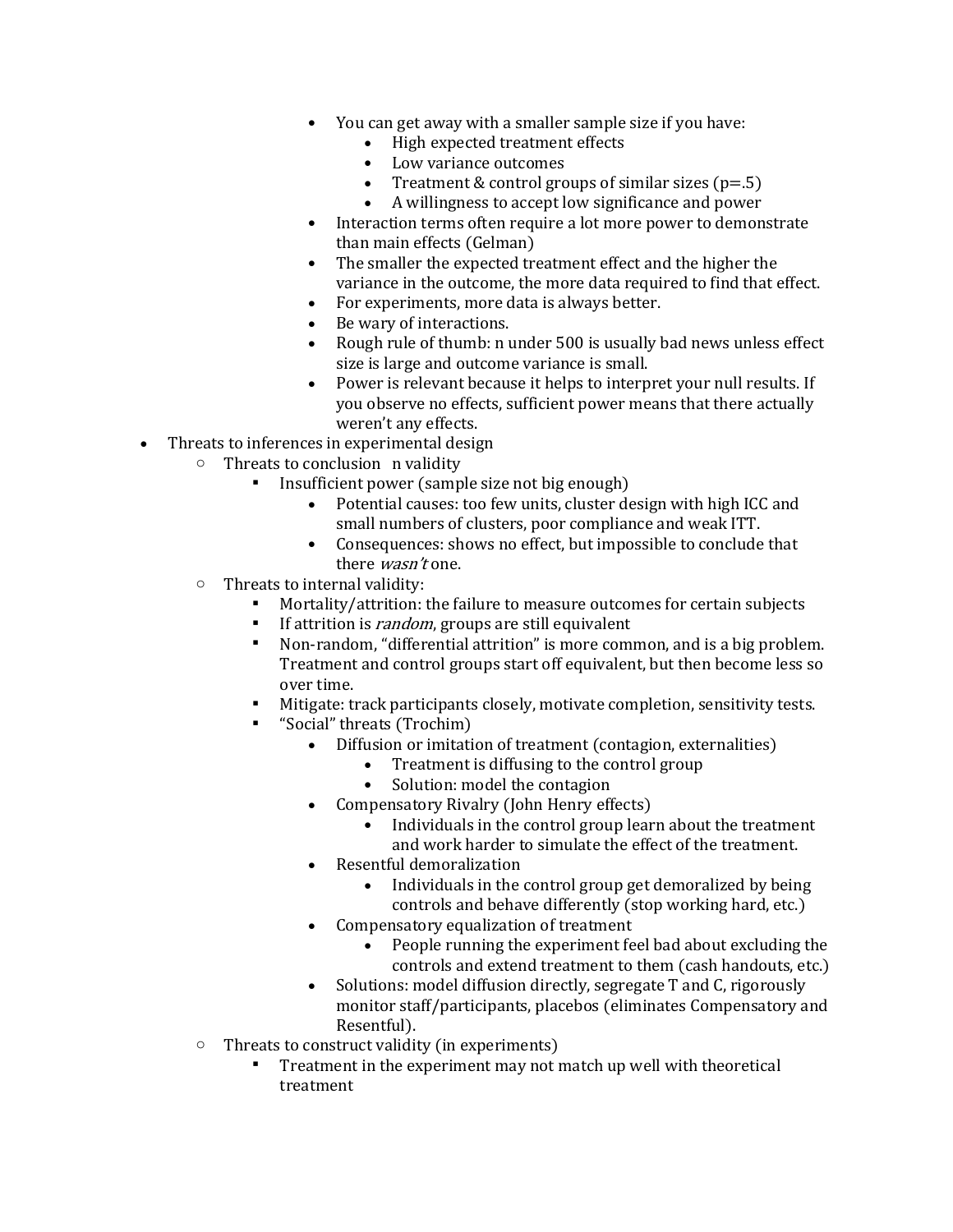- You can get away with a smaller sample size if you have:
                    - High expected treatment effects
                    - Low variance outcomes
                    - Treatment & control groups of similar sizes (p=.5)
                    - A willingness to accept low significance and power
                - Interaction terms often require a lot more power to demonstrate than main effects (Gelman)
                - The smaller the expected treatment effect and the higher the variance in the outcome, the more data required to find that effect.
                - For experiments, more data is always better.
                - Be wary of interactions.
                - Rough rule of thumb: n under 500 is usually bad news unless effect size is large and outcome variance is small.
                - Power is relevant because it helps to interpret your null results. If you observe no effects, sufficient power means that there actually weren't any effects.

- Threats to inferences in experimental design
    - Threats to conclusion n validity
        - Insufficient power (sample size not big enough)
            - Potential causes: too few units, cluster design with high ICC and small numbers of clusters, poor compliance and weak ITT.
            - Consequences: shows no effect, but impossible to conclude that there *wasn't* one.
    - Threats to internal validity:
        - Mortality/attrition: the failure to measure outcomes for certain subjects
        - If attrition is *random*, groups are still equivalent
        - Non-random, "differential attrition" is more common, and is a big problem. Treatment and control groups start off equivalent, but then become less so over time.
        - Mitigate: track participants closely, motivate completion, sensitivity tests.
        - "Social" threats (Trochim)
            - Diffusion or imitation of treatment (contagion, externalities)
                - Treatment is diffusing to the control group
                - Solution: model the contagion
            - Compensatory Rivalry (John Henry effects)
                - Individuals in the control group learn about the treatment and work harder to simulate the effect of the treatment.
            - Resentful demoralization
                - Individuals in the control group get demoralized by being controls and behave differently (stop working hard, etc.)
            - Compensatory equalization of treatment
                - People running the experiment feel bad about excluding the controls and extend treatment to them (cash handouts, etc.)
            - Solutions: model diffusion directly, segregate T and C, rigorously monitor staff/participants, placebos (eliminates Compensatory and Resentful).
    - Threats to construct validity (in experiments)
        - Treatment in the experiment may not match up well with theoretical treatment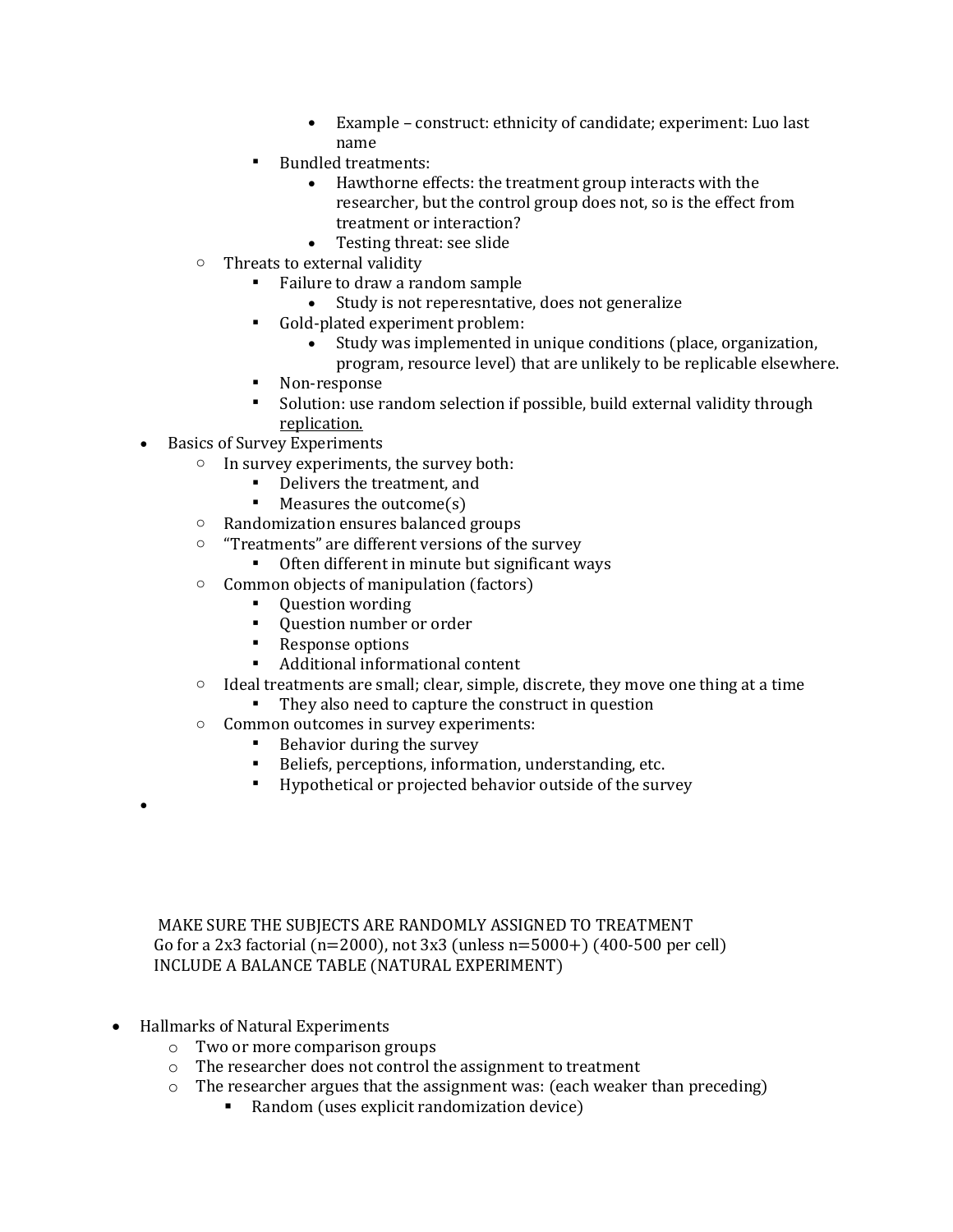- Example – construct: ethnicity of candidate; experiment: Luo last name
      - Bundled treatments:
        - Hawthorne effects: the treatment group interacts with the researcher, but the control group does not, so is the effect from treatment or interaction?
        - Testing threat: see slide
  - Threats to external validity
    - Failure to draw a random sample
      - Study is not reperesntative, does not generalize
    - Gold-plated experiment problem:
      - Study was implemented in unique conditions (place, organization, program, resource level) that are unlikely to be replicable elsewhere.
    - Non-response
    - Solution: use random selection if possible, build external validity through replication.
- Basics of Survey Experiments
  - In survey experiments, the survey both:
    - Delivers the treatment, and
    - Measures the outcome(s)
  - Randomization ensures balanced groups
  - "Treatments" are different versions of the survey
    - Often different in minute but significant ways
  - Common objects of manipulation (factors)
    - Question wording
    - Question number or order
    - Response options
    - Additional informational content
  - Ideal treatments are small; clear, simple, discrete, they move one thing at a time
    - They also need to capture the construct in question
  - Common outcomes in survey experiments:
    - Behavior during the survey
    - Beliefs, perceptions, information, understanding, etc.
    - Hypothetical or projected behavior outside of the survey
- 

MAKE SURE THE SUBJECTS ARE RANDOMLY ASSIGNED TO TREATMENT
Go for a 2x3 factorial (n=2000), not 3x3 (unless n=5000+) (400-500 per cell)
INCLUDE A BALANCE TABLE (NATURAL EXPERIMENT)

- Hallmarks of Natural Experiments
  - Two or more comparison groups
  - The researcher does not control the assignment to treatment
  - The researcher argues that the assignment was: (each weaker than preceding)
    - Random (uses explicit randomization device)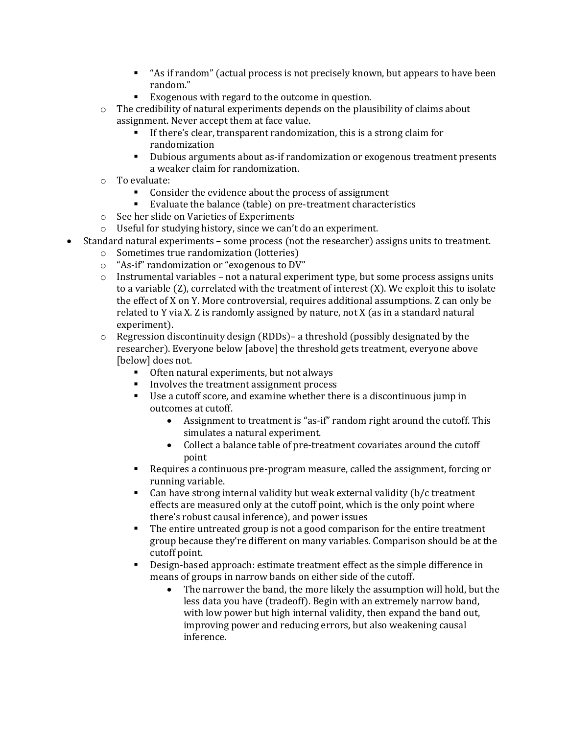- "As if random" (actual process is not precisely known, but appears to have been random."
        - Exogenous with regard to the outcome in question.
    - The credibility of natural experiments depends on the plausibility of claims about assignment. Never accept them at face value.
        - If there's clear, transparent randomization, this is a strong claim for randomization
        - Dubious arguments about as-if randomization or exogenous treatment presents a weaker claim for randomization.
    - To evaluate:
        - Consider the evidence about the process of assignment
        - Evaluate the balance (table) on pre-treatment characteristics
    - See her slide on Varieties of Experiments
    - Useful for studying history, since we can't do an experiment.
- Standard natural experiments – some process (not the researcher) assigns units to treatment.
    - Sometimes true randomization (lotteries)
    - "As-if" randomization or "exogenous to DV"
    - Instrumental variables – not a natural experiment type, but some process assigns units to a variable (Z), correlated with the treatment of interest (X). We exploit this to isolate the effect of X on Y. More controversial, requires additional assumptions. Z can only be related to Y via X. Z is randomly assigned by nature, not X (as in a standard natural experiment).
    - Regression discontinuity design (RDDs)– a threshold (possibly designated by the researcher). Everyone below [above] the threshold gets treatment, everyone above [below] does not.
        - Often natural experiments, but not always
        - Involves the treatment assignment process
        - Use a cutoff score, and examine whether there is a discontinuous jump in outcomes at cutoff.
            - Assignment to treatment is "as-if" random right around the cutoff. This simulates a natural experiment.
            - Collect a balance table of pre-treatment covariates around the cutoff point
        - Requires a continuous pre-program measure, called the assignment, forcing or running variable.
        - Can have strong internal validity but weak external validity (b/c treatment effects are measured only at the cutoff point, which is the only point where there's robust causal inference), and power issues
        - The entire untreated group is not a good comparison for the entire treatment group because they're different on many variables. Comparison should be at the cutoff point.
        - Design-based approach: estimate treatment effect as the simple difference in means of groups in narrow bands on either side of the cutoff.
            - The narrower the band, the more likely the assumption will hold, but the less data you have (tradeoff). Begin with an extremely narrow band, with low power but high internal validity, then expand the band out, improving power and reducing errors, but also weakening causal inference.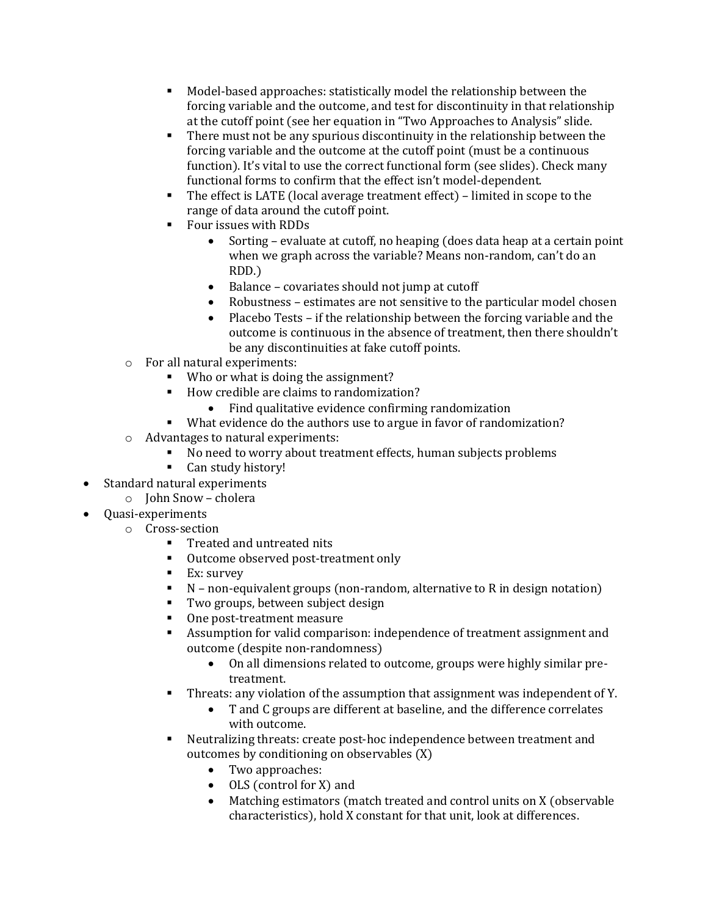- Model-based approaches: statistically model the relationship between the forcing variable and the outcome, and test for discontinuity in that relationship at the cutoff point (see her equation in "Two Approaches to Analysis" slide.
        - There must not be any spurious discontinuity in the relationship between the forcing variable and the outcome at the cutoff point (must be a continuous function). It's vital to use the correct functional form (see slides). Check many functional forms to confirm that the effect isn't model-dependent.
        - The effect is LATE (local average treatment effect) – limited in scope to the range of data around the cutoff point.
        - Four issues with RDDs
            - Sorting – evaluate at cutoff, no heaping (does data heap at a certain point when we graph across the variable? Means non-random, can't do an RDD.)
            - Balance – covariates should not jump at cutoff
            - Robustness – estimates are not sensitive to the particular model chosen
            - Placebo Tests – if the relationship between the forcing variable and the outcome is continuous in the absence of treatment, then there shouldn't be any discontinuities at fake cutoff points.
    - For all natural experiments:
        - Who or what is doing the assignment?
        - How credible are claims to randomization?
            - Find qualitative evidence confirming randomization
        - What evidence do the authors use to argue in favor of randomization?
    - Advantages to natural experiments:
        - No need to worry about treatment effects, human subjects problems
        - Can study history!
- Standard natural experiments
    - John Snow – cholera
- Quasi-experiments
    - Cross-section
        - Treated and untreated nits
        - Outcome observed post-treatment only
        - Ex: survey
        - N – non-equivalent groups (non-random, alternative to R in design notation)
        - Two groups, between subject design
        - One post-treatment measure
        - Assumption for valid comparison: independence of treatment assignment and outcome (despite non-randomness)
            - On all dimensions related to outcome, groups were highly similar pre-treatment.
        - Threats: any violation of the assumption that assignment was independent of Y.
            - T and C groups are different at baseline, and the difference correlates with outcome.
        - Neutralizing threats: create post-hoc independence between treatment and outcomes by conditioning on observables (X)
            - Two approaches:
            - OLS (control for X) and
            - Matching estimators (match treated and control units on X (observable characteristics), hold X constant for that unit, look at differences.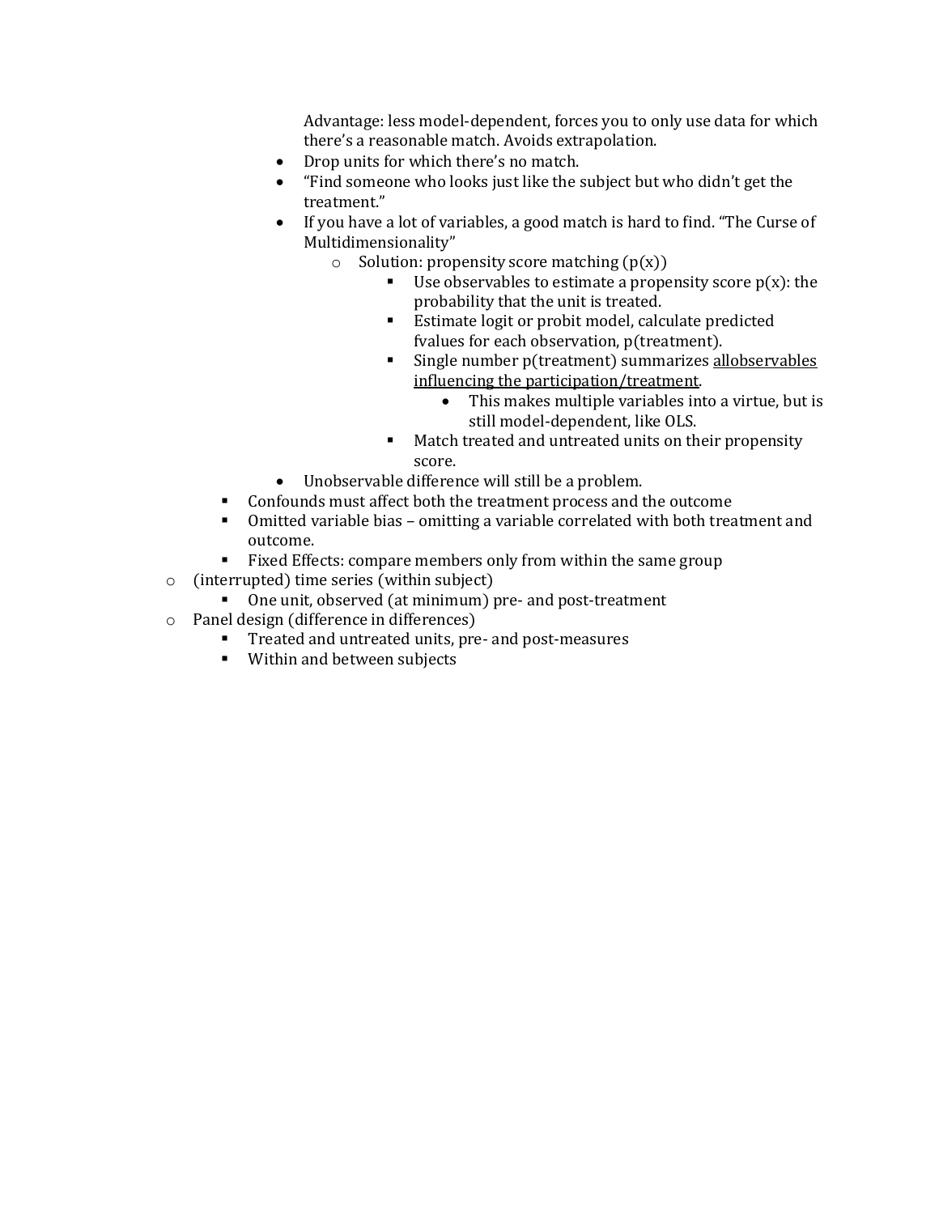Advantage: less model-dependent, forces you to only use data for which there's a reasonable match. Avoids extrapolation.

- Drop units for which there's no match.
- "Find someone who looks just like the subject but who didn't get the treatment."
- If you have a lot of variables, a good match is hard to find. "The Curse of Multidimensionality"
  - Solution: propensity score matching (p(x))
    - Use observables to estimate a propensity score p(x): the probability that the unit is treated.
    - Estimate logit or probit model, calculate predicted fvalues for each observation, p(treatment).
    - Single number p(treatment) summarizes <u>allobservables influencing the participation/treatment</u>.
      - This makes multiple variables into a virtue, but is still model-dependent, like OLS.
    - Match treated and untreated units on their propensity score.
- Unobservable difference will still be a problem.

  - Confounds must affect both the treatment process and the outcome
  - Omitted variable bias – omitting a variable correlated with both treatment and outcome.
  - Fixed Effects: compare members only from within the same group
- (interrupted) time series (within subject)
  - One unit, observed (at minimum) pre- and post-treatment
- Panel design (difference in differences)
  - Treated and untreated units, pre- and post-measures
  - Within and between subjects